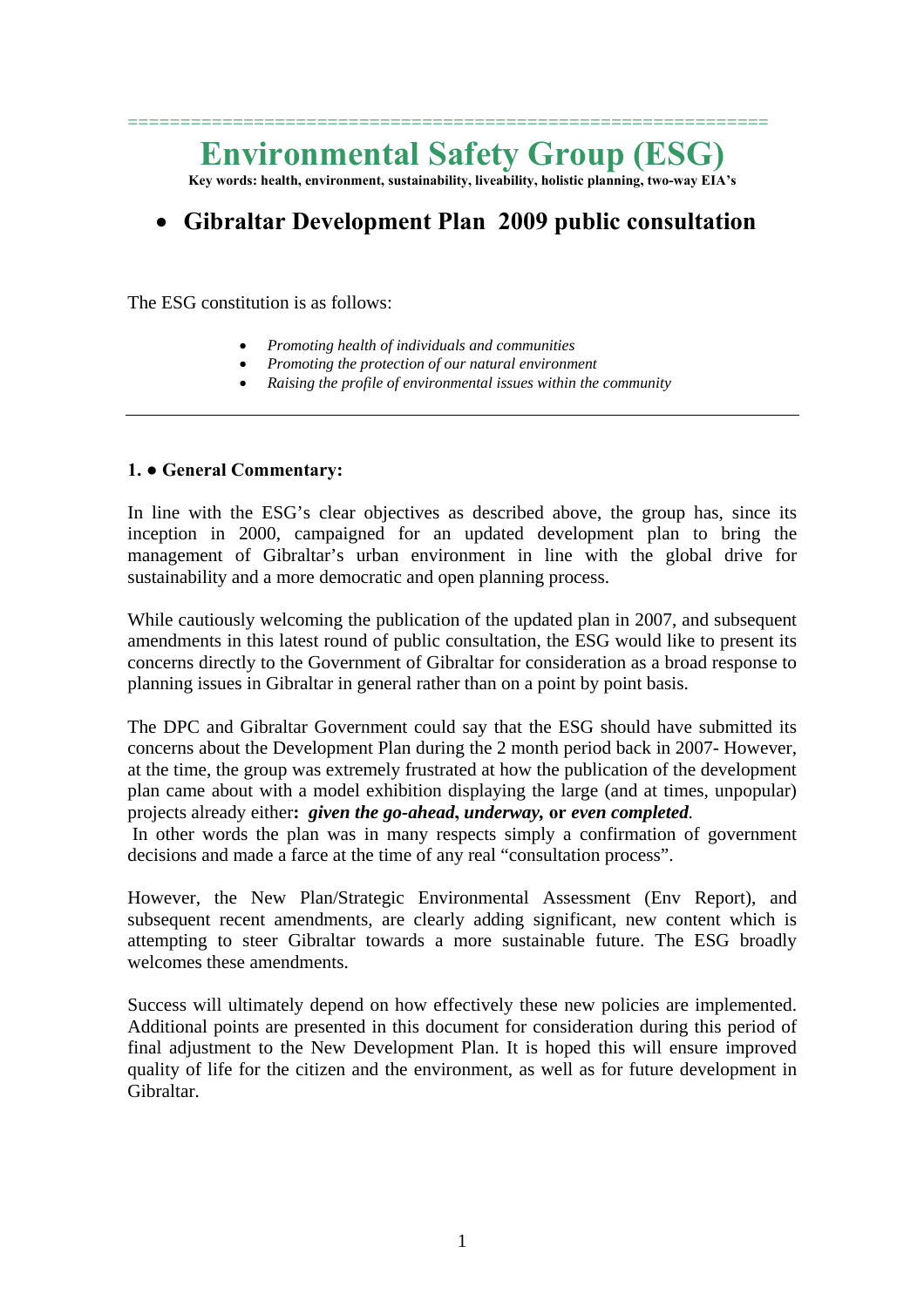# Environmental Safety Group (ESG)

**Key words: health, environment, sustainability, liveability, holistic planning, two-way EIA's**

- **Gibraltar Development Plan 2009 public consultation**

The ESG constitution is as follows:

- *Promoting health of individuals and communities*
- *Promoting the protection of our natural environment*
- *Raising the profile of environmental issues within the community*

---

**1. ● General Commentary:**

In line with the ESG's clear objectives as described above, the group has, since its inception in 2000, campaigned for an updated development plan to bring the management of Gibraltar's urban environment in line with the global drive for sustainability and a more democratic and open planning process.

While cautiously welcoming the publication of the updated plan in 2007, and subsequent amendments in this latest round of public consultation, the ESG would like to present its concerns directly to the Government of Gibraltar for consideration as a broad response to planning issues in Gibraltar in general rather than on a point by point basis.

The DPC and Gibraltar Government could say that the ESG should have submitted its concerns about the Development Plan during the 2 month period back in 2007- However, at the time, the group was extremely frustrated at how the publication of the development plan came about with a model exhibition displaying the large (and at times, unpopular) projects already either**:** ***given the go-ahead***, ***underway,*** **or** ***even completed***.
In other words the plan was in many respects simply a confirmation of government decisions and made a farce at the time of any real "consultation process".

However, the New Plan/Strategic Environmental Assessment (Env Report), and subsequent recent amendments, are clearly adding significant, new content which is attempting to steer Gibraltar towards a more sustainable future. The ESG broadly welcomes these amendments.

Success will ultimately depend on how effectively these new policies are implemented. Additional points are presented in this document for consideration during this period of final adjustment to the New Development Plan. It is hoped this will ensure improved quality of life for the citizen and the environment, as well as for future development in Gibraltar.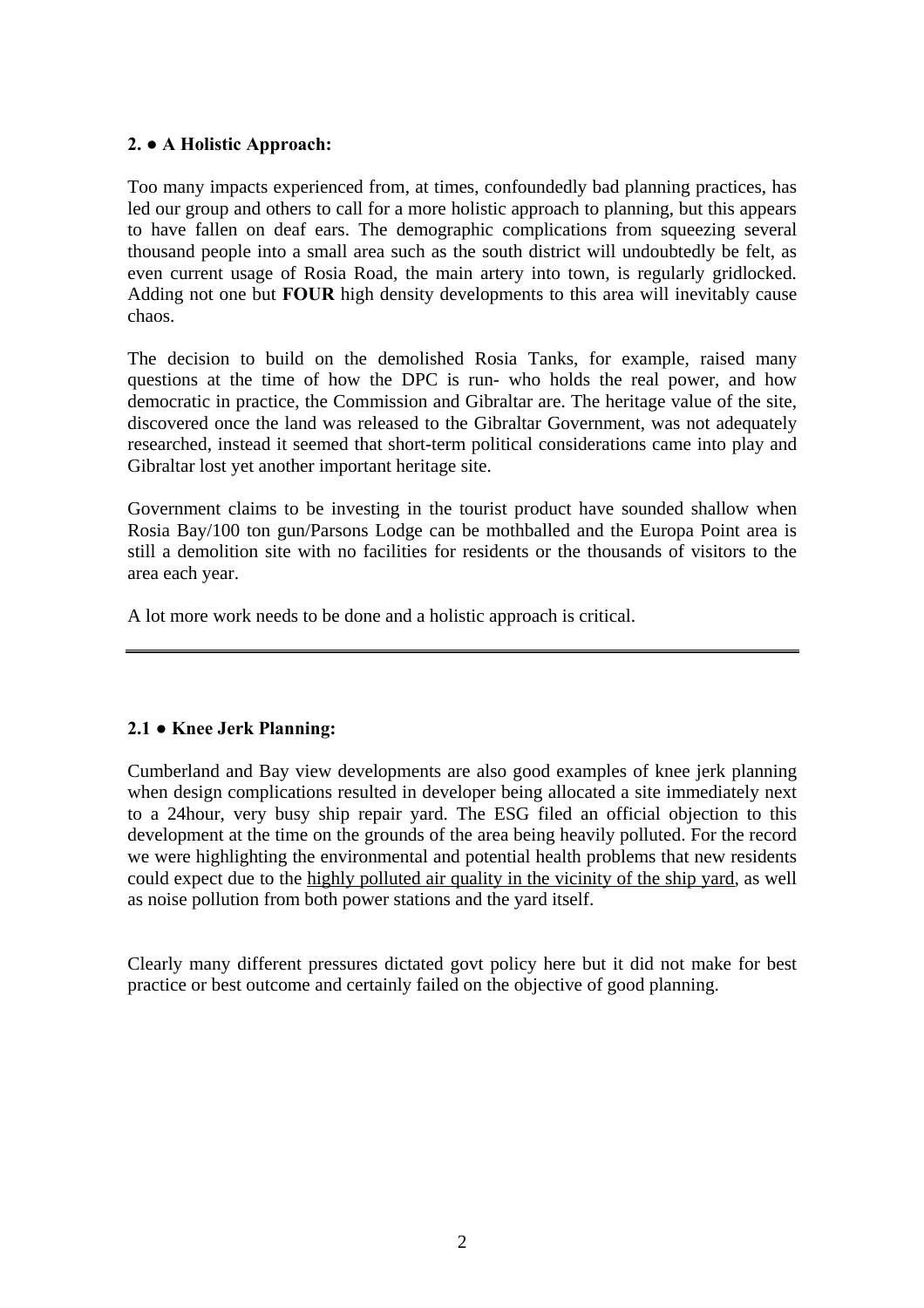## 2. ● A Holistic Approach:

Too many impacts experienced from, at times, confoundedly bad planning practices, has led our group and others to call for a more holistic approach to planning, but this appears to have fallen on deaf ears. The demographic complications from squeezing several thousand people into a small area such as the south district will undoubtedly be felt, as even current usage of Rosia Road, the main artery into town, is regularly gridlocked. Adding not one but **FOUR** high density developments to this area will inevitably cause chaos.

The decision to build on the demolished Rosia Tanks, for example, raised many questions at the time of how the DPC is run- who holds the real power, and how democratic in practice, the Commission and Gibraltar are. The heritage value of the site, discovered once the land was released to the Gibraltar Government, was not adequately researched, instead it seemed that short-term political considerations came into play and Gibraltar lost yet another important heritage site.

Government claims to be investing in the tourist product have sounded shallow when Rosia Bay/100 ton gun/Parsons Lodge can be mothballed and the Europa Point area is still a demolition site with no facilities for residents or the thousands of visitors to the area each year.

A lot more work needs to be done and a holistic approach is critical.

---

## 2.1 ● Knee Jerk Planning:

Cumberland and Bay view developments are also good examples of knee jerk planning when design complications resulted in developer being allocated a site immediately next to a 24hour, very busy ship repair yard. The ESG filed an official objection to this development at the time on the grounds of the area being heavily polluted. For the record we were highlighting the environmental and potential health problems that new residents could expect due to the <u>highly polluted air quality in the vicinity of the ship yard</u>, as well as noise pollution from both power stations and the yard itself.

Clearly many different pressures dictated govt policy here but it did not make for best practice or best outcome and certainly failed on the objective of good planning.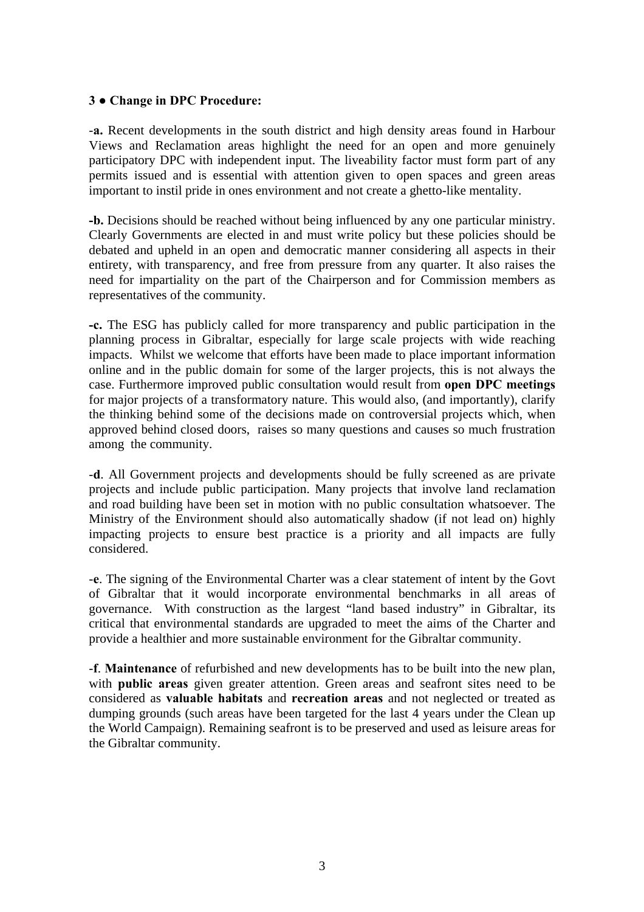**3 ● Change in DPC Procedure:**

-**a.** Recent developments in the south district and high density areas found in Harbour Views and Reclamation areas highlight the need for an open and more genuinely participatory DPC with independent input. The liveability factor must form part of any permits issued and is essential with attention given to open spaces and green areas important to instil pride in ones environment and not create a ghetto-like mentality.

**-b.** Decisions should be reached without being influenced by any one particular ministry. Clearly Governments are elected in and must write policy but these policies should be debated and upheld in an open and democratic manner considering all aspects in their entirety, with transparency, and free from pressure from any quarter. It also raises the need for impartiality on the part of the Chairperson and for Commission members as representatives of the community.

**-c.** The ESG has publicly called for more transparency and public participation in the planning process in Gibraltar, especially for large scale projects with wide reaching impacts. Whilst we welcome that efforts have been made to place important information online and in the public domain for some of the larger projects, this is not always the case. Furthermore improved public consultation would result from **open DPC meetings** for major projects of a transformatory nature. This would also, (and importantly), clarify the thinking behind some of the decisions made on controversial projects which, when approved behind closed doors, raises so many questions and causes so much frustration among the community.

-**d**. All Government projects and developments should be fully screened as are private projects and include public participation. Many projects that involve land reclamation and road building have been set in motion with no public consultation whatsoever. The Ministry of the Environment should also automatically shadow (if not lead on) highly impacting projects to ensure best practice is a priority and all impacts are fully considered.

-**e**. The signing of the Environmental Charter was a clear statement of intent by the Govt of Gibraltar that it would incorporate environmental benchmarks in all areas of governance. With construction as the largest "land based industry" in Gibraltar, its critical that environmental standards are upgraded to meet the aims of the Charter and provide a healthier and more sustainable environment for the Gibraltar community.

-**f**. **Maintenance** of refurbished and new developments has to be built into the new plan, with **public areas** given greater attention. Green areas and seafront sites need to be considered as **valuable habitats** and **recreation areas** and not neglected or treated as dumping grounds (such areas have been targeted for the last 4 years under the Clean up the World Campaign). Remaining seafront is to be preserved and used as leisure areas for the Gibraltar community.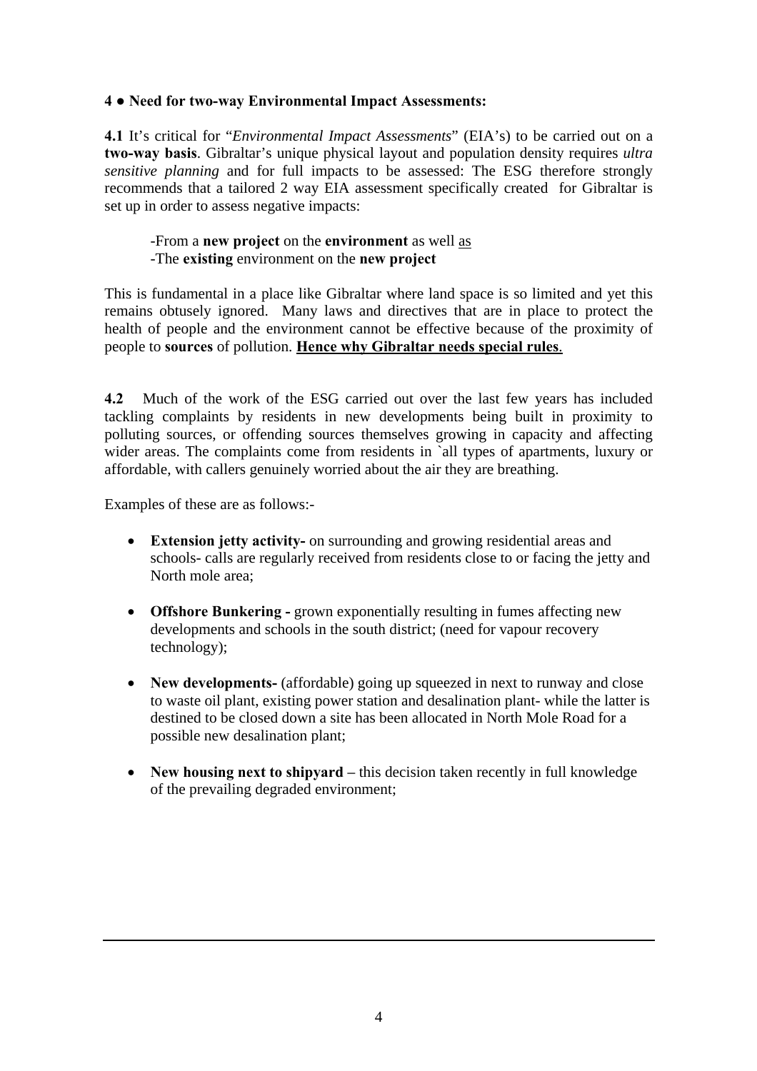**4 ● Need for two-way Environmental Impact Assessments:**

**4.1** It's critical for "*Environmental Impact Assessments*" (EIA's) to be carried out on a **two-way basis**. Gibraltar's unique physical layout and population density requires *ultra sensitive planning* and for full impacts to be assessed: The ESG therefore strongly recommends that a tailored 2 way EIA assessment specifically created for Gibraltar is set up in order to assess negative impacts:

-From a **new project** on the **environment** as well as
-The **existing** environment on the **new project**

This is fundamental in a place like Gibraltar where land space is so limited and yet this remains obtusely ignored. Many laws and directives that are in place to protect the health of people and the environment cannot be effective because of the proximity of people to **sources** of pollution. **Hence why Gibraltar needs special rules**.

**4.2** Much of the work of the ESG carried out over the last few years has included tackling complaints by residents in new developments being built in proximity to polluting sources, or offending sources themselves growing in capacity and affecting wider areas. The complaints come from residents in `all types of apartments, luxury or affordable, with callers genuinely worried about the air they are breathing.

Examples of these are as follows:-

- **Extension jetty activity-** on surrounding and growing residential areas and schools- calls are regularly received from residents close to or facing the jetty and North mole area;
- **Offshore Bunkering -** grown exponentially resulting in fumes affecting new developments and schools in the south district; (need for vapour recovery technology);
- **New developments-** (affordable) going up squeezed in next to runway and close to waste oil plant, existing power station and desalination plant- while the latter is destined to be closed down a site has been allocated in North Mole Road for a possible new desalination plant;
- **New housing next to shipyard –** this decision taken recently in full knowledge of the prevailing degraded environment;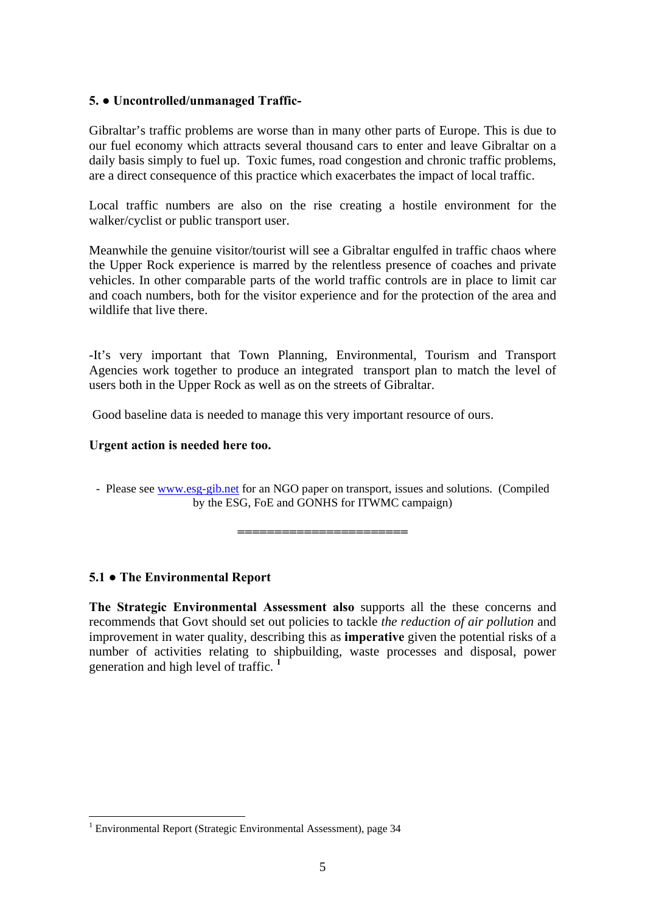**5. ● Uncontrolled/unmanaged Traffic-**

Gibraltar's traffic problems are worse than in many other parts of Europe. This is due to our fuel economy which attracts several thousand cars to enter and leave Gibraltar on a daily basis simply to fuel up. Toxic fumes, road congestion and chronic traffic problems, are a direct consequence of this practice which exacerbates the impact of local traffic.

Local traffic numbers are also on the rise creating a hostile environment for the walker/cyclist or public transport user.

Meanwhile the genuine visitor/tourist will see a Gibraltar engulfed in traffic chaos where the Upper Rock experience is marred by the relentless presence of coaches and private vehicles. In other comparable parts of the world traffic controls are in place to limit car and coach numbers, both for the visitor experience and for the protection of the area and wildlife that live there.

-It's very important that Town Planning, Environmental, Tourism and Transport Agencies work together to produce an integrated transport plan to match the level of users both in the Upper Rock as well as on the streets of Gibraltar.

Good baseline data is needed to manage this very important resource of ours.

**Urgent action is needed here too.**

- Please see www.esg-gib.net for an NGO paper on transport, issues and solutions. (Compiled by the ESG, FoE and GONHS for ITWMC campaign)

======================

**5.1 ● The Environmental Report**

**The Strategic Environmental Assessment also** supports all the these concerns and recommends that Govt should set out policies to tackle *the reduction of air pollution* and improvement in water quality, describing this as **imperative** given the potential risks of a number of activities relating to shipbuilding, waste processes and disposal, power generation and high level of traffic. [1]

[1] Environmental Report (Strategic Environmental Assessment), page 34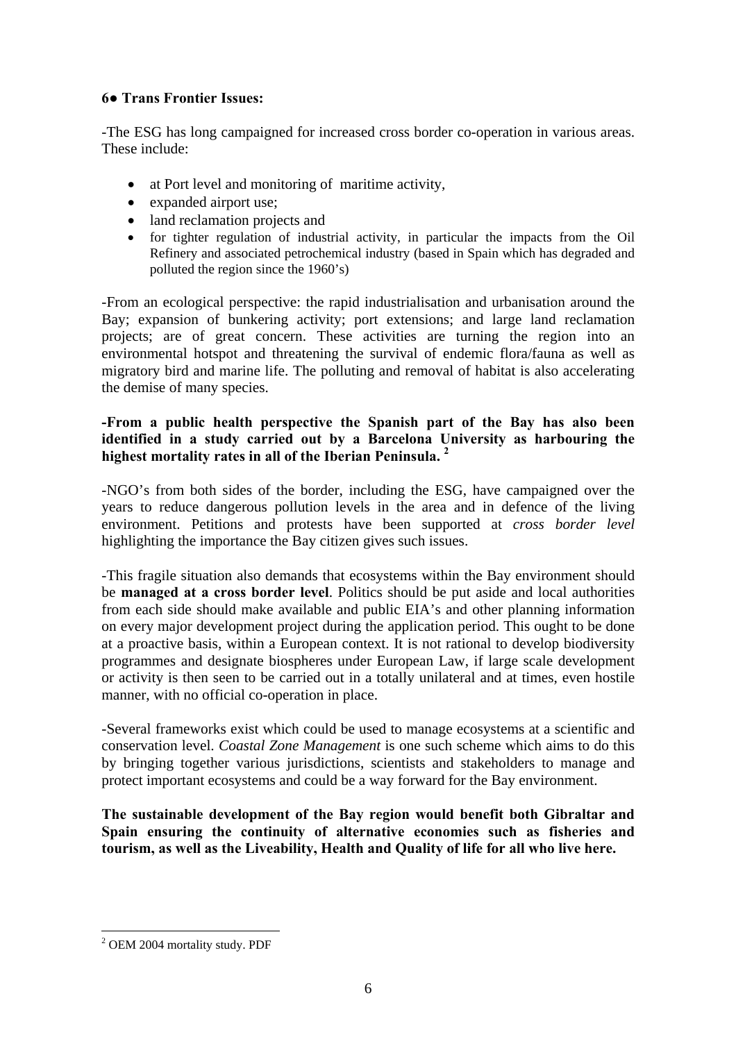**6● Trans Frontier Issues:**

-The ESG has long campaigned for increased cross border co-operation in various areas. These include:

- at Port level and monitoring of maritime activity,
- expanded airport use;
- land reclamation projects and
- for tighter regulation of industrial activity, in particular the impacts from the Oil Refinery and associated petrochemical industry (based in Spain which has degraded and polluted the region since the 1960's)

-From an ecological perspective: the rapid industrialisation and urbanisation around the Bay; expansion of bunkering activity; port extensions; and large land reclamation projects; are of great concern. These activities are turning the region into an environmental hotspot and threatening the survival of endemic flora/fauna as well as migratory bird and marine life. The polluting and removal of habitat is also accelerating the demise of many species.

**-From a public health perspective the Spanish part of the Bay has also been identified in a study carried out by a Barcelona University as harbouring the highest mortality rates in all of the Iberian Peninsula.** [2]

-NGO's from both sides of the border, including the ESG, have campaigned over the years to reduce dangerous pollution levels in the area and in defence of the living environment. Petitions and protests have been supported at *cross border level* highlighting the importance the Bay citizen gives such issues.

-This fragile situation also demands that ecosystems within the Bay environment should be **managed at a cross border level**. Politics should be put aside and local authorities from each side should make available and public EIA's and other planning information on every major development project during the application period. This ought to be done at a proactive basis, within a European context. It is not rational to develop biodiversity programmes and designate biospheres under European Law, if large scale development or activity is then seen to be carried out in a totally unilateral and at times, even hostile manner, with no official co-operation in place.

-Several frameworks exist which could be used to manage ecosystems at a scientific and conservation level. *Coastal Zone Management* is one such scheme which aims to do this by bringing together various jurisdictions, scientists and stakeholders to manage and protect important ecosystems and could be a way forward for the Bay environment.

**The sustainable development of the Bay region would benefit both Gibraltar and Spain ensuring the continuity of alternative economies such as fisheries and tourism, as well as the Liveability, Health and Quality of life for all who live here.**

---

[2] OEM 2004 mortality study. PDF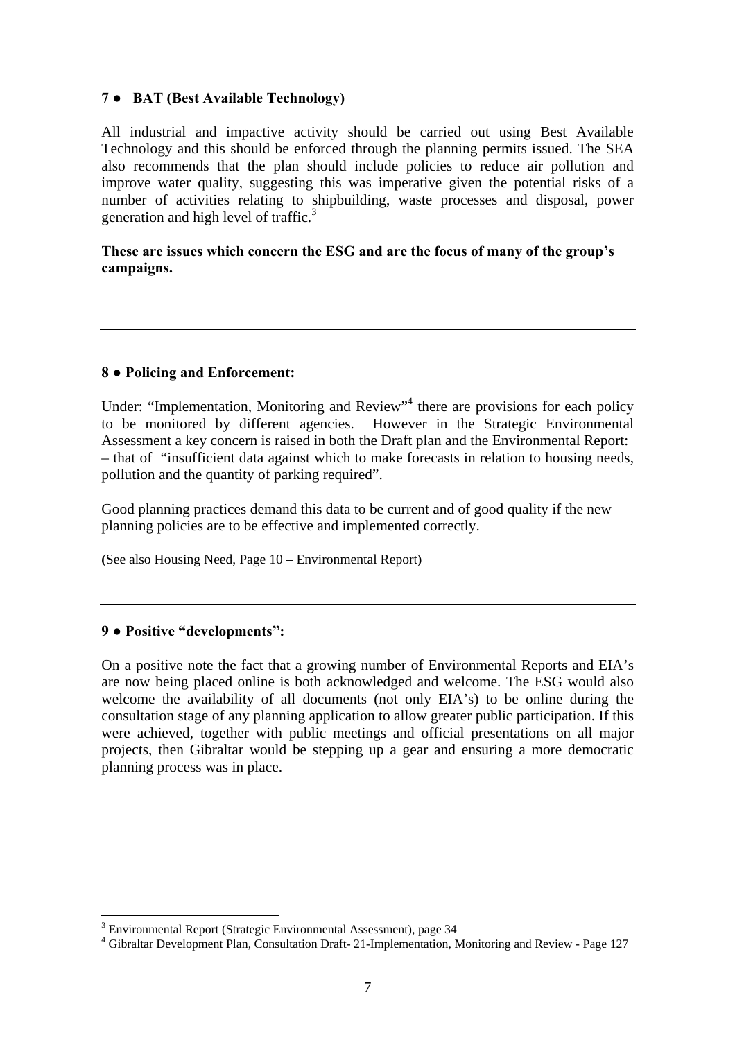### 7 ● BAT (Best Available Technology)

All industrial and impactive activity should be carried out using Best Available Technology and this should be enforced through the planning permits issued. The SEA also recommends that the plan should include policies to reduce air pollution and improve water quality, suggesting this was imperative given the potential risks of a number of activities relating to shipbuilding, waste processes and disposal, power generation and high level of traffic.[3]

**These are issues which concern the ESG and are the focus of many of the group's campaigns.**

---

### 8 ● Policing and Enforcement:

Under: "Implementation, Monitoring and Review"[4] there are provisions for each policy to be monitored by different agencies. However in the Strategic Environmental Assessment a key concern is raised in both the Draft plan and the Environmental Report: – that of "insufficient data against which to make forecasts in relation to housing needs, pollution and the quantity of parking required".

Good planning practices demand this data to be current and of good quality if the new planning policies are to be effective and implemented correctly.

(See also Housing Need, Page 10 – Environmental Report)

---

### 9 ● Positive "developments":

On a positive note the fact that a growing number of Environmental Reports and EIA's are now being placed online is both acknowledged and welcome. The ESG would also welcome the availability of all documents (not only EIA's) to be online during the consultation stage of any planning application to allow greater public participation. If this were achieved, together with public meetings and official presentations on all major projects, then Gibraltar would be stepping up a gear and ensuring a more democratic planning process was in place.

---

[3] Environmental Report (Strategic Environmental Assessment), page 34

[4] Gibraltar Development Plan, Consultation Draft- 21-Implementation, Monitoring and Review - Page 127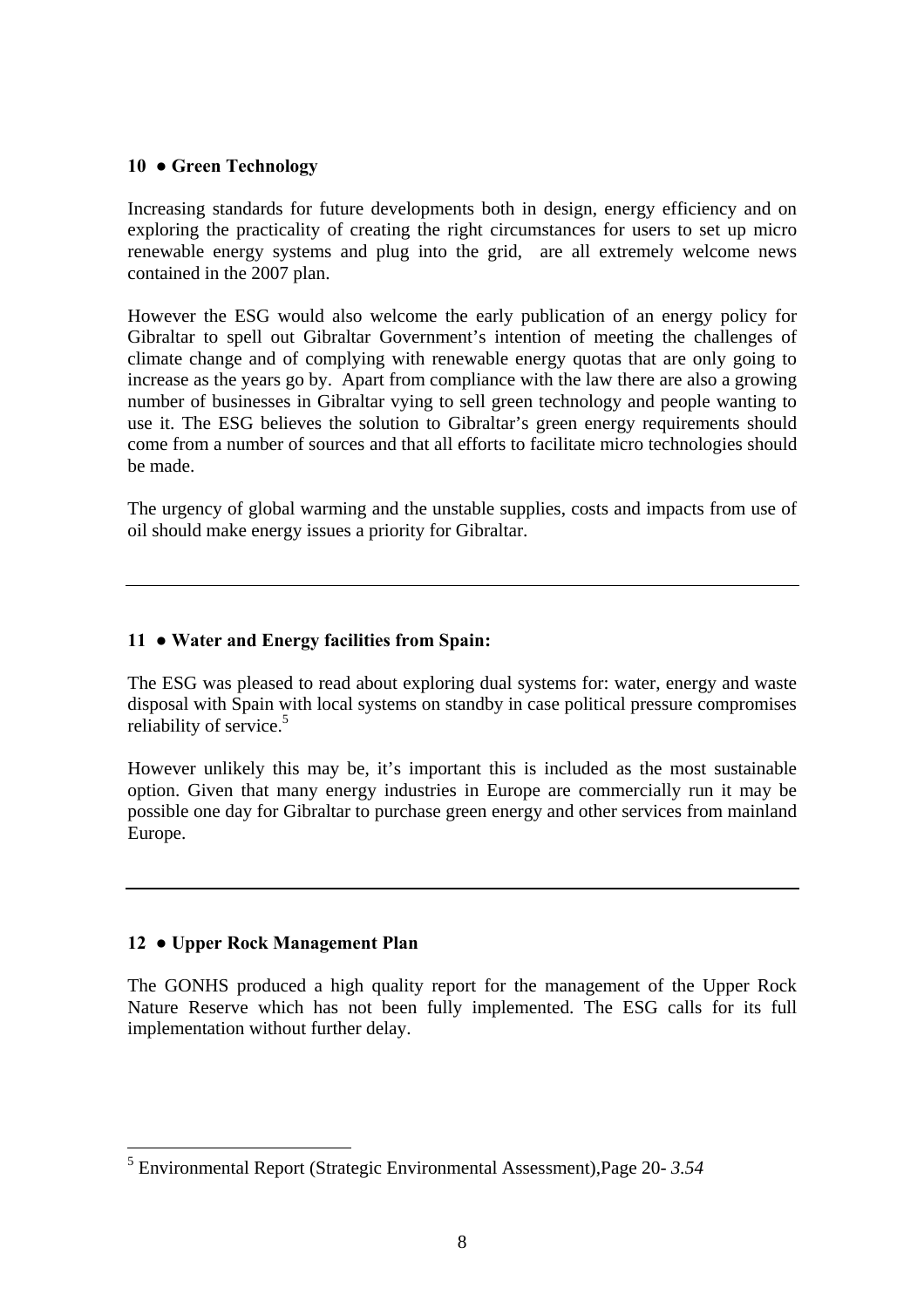### 10 ● Green Technology

Increasing standards for future developments both in design, energy efficiency and on exploring the practicality of creating the right circumstances for users to set up micro renewable energy systems and plug into the grid, are all extremely welcome news contained in the 2007 plan.

However the ESG would also welcome the early publication of an energy policy for Gibraltar to spell out Gibraltar Government's intention of meeting the challenges of climate change and of complying with renewable energy quotas that are only going to increase as the years go by. Apart from compliance with the law there are also a growing number of businesses in Gibraltar vying to sell green technology and people wanting to use it. The ESG believes the solution to Gibraltar's green energy requirements should come from a number of sources and that all efforts to facilitate micro technologies should be made.

The urgency of global warming and the unstable supplies, costs and impacts from use of oil should make energy issues a priority for Gibraltar.

---

### 11 ● Water and Energy facilities from Spain:

The ESG was pleased to read about exploring dual systems for: water, energy and waste disposal with Spain with local systems on standby in case political pressure compromises reliability of service.[5]

However unlikely this may be, it's important this is included as the most sustainable option. Given that many energy industries in Europe are commercially run it may be possible one day for Gibraltar to purchase green energy and other services from mainland Europe.

---

### 12 ● Upper Rock Management Plan

The GONHS produced a high quality report for the management of the Upper Rock Nature Reserve which has not been fully implemented. The ESG calls for its full implementation without further delay.

---

[5] Environmental Report (Strategic Environmental Assessment),Page 20- *3.54*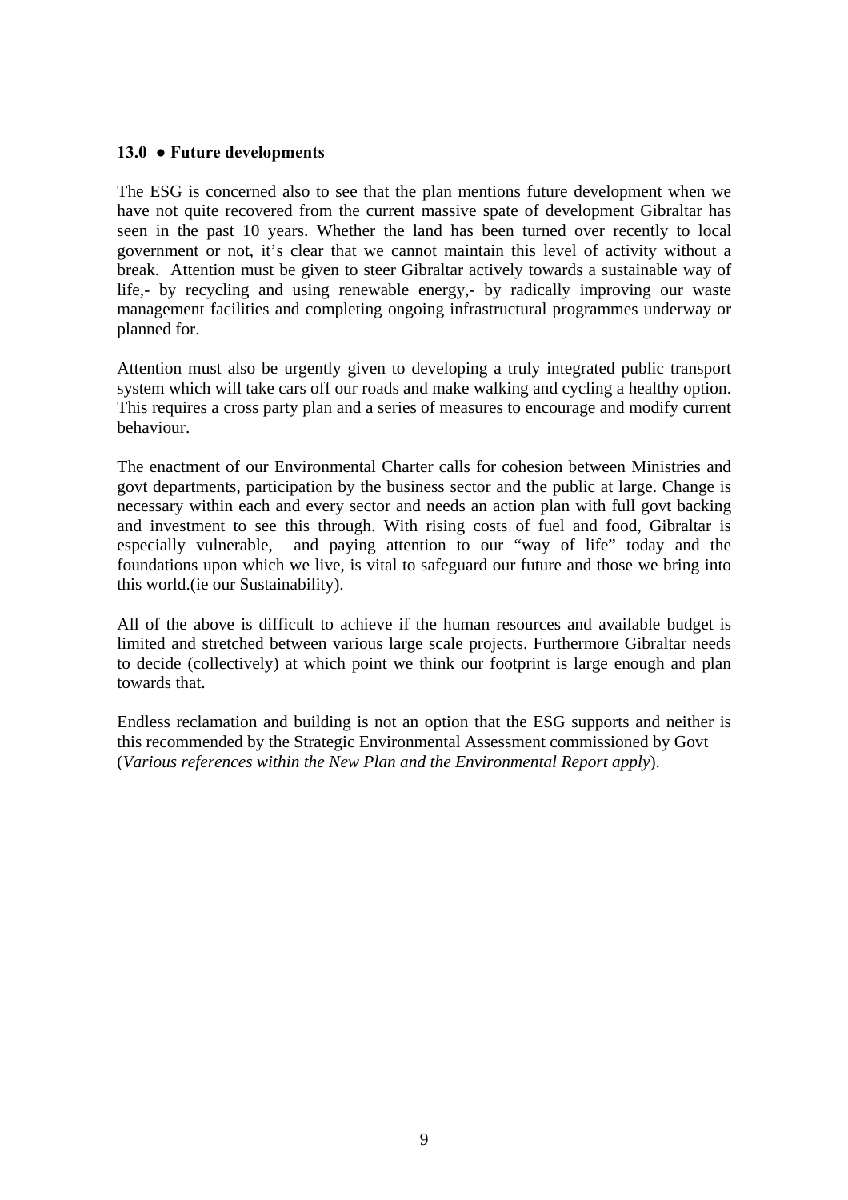**13.0 ● Future developments**

The ESG is concerned also to see that the plan mentions future development when we have not quite recovered from the current massive spate of development Gibraltar has seen in the past 10 years. Whether the land has been turned over recently to local government or not, it's clear that we cannot maintain this level of activity without a break. Attention must be given to steer Gibraltar actively towards a sustainable way of life,- by recycling and using renewable energy,- by radically improving our waste management facilities and completing ongoing infrastructural programmes underway or planned for.

Attention must also be urgently given to developing a truly integrated public transport system which will take cars off our roads and make walking and cycling a healthy option. This requires a cross party plan and a series of measures to encourage and modify current behaviour.

The enactment of our Environmental Charter calls for cohesion between Ministries and govt departments, participation by the business sector and the public at large. Change is necessary within each and every sector and needs an action plan with full govt backing and investment to see this through. With rising costs of fuel and food, Gibraltar is especially vulnerable, and paying attention to our "way of life" today and the foundations upon which we live, is vital to safeguard our future and those we bring into this world.(ie our Sustainability).

All of the above is difficult to achieve if the human resources and available budget is limited and stretched between various large scale projects. Furthermore Gibraltar needs to decide (collectively) at which point we think our footprint is large enough and plan towards that.

Endless reclamation and building is not an option that the ESG supports and neither is this recommended by the Strategic Environmental Assessment commissioned by Govt (*Various references within the New Plan and the Environmental Report apply*).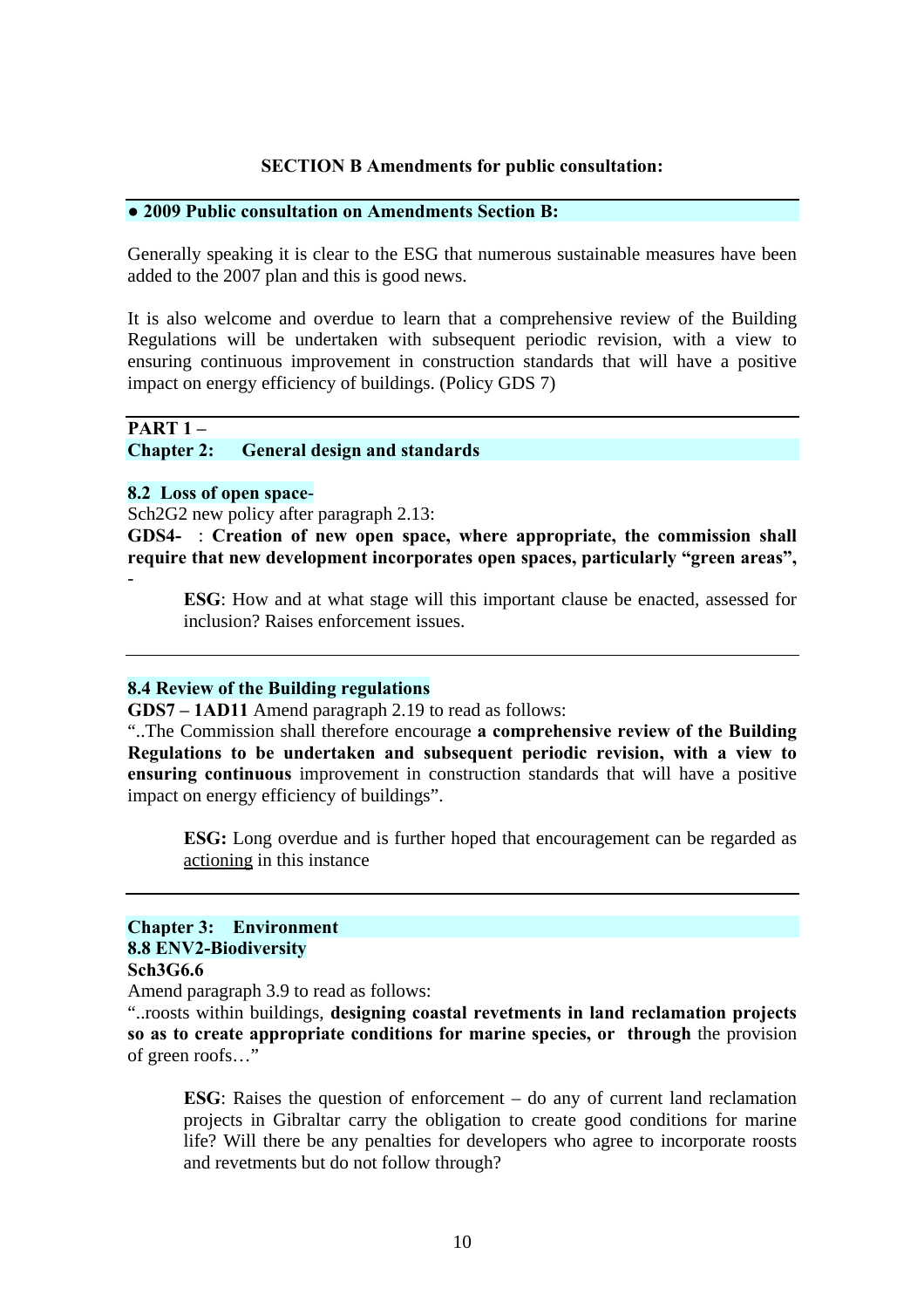## SECTION B Amendments for public consultation:

### ● 2009 Public consultation on Amendments Section B:

Generally speaking it is clear to the ESG that numerous sustainable measures have been added to the 2007 plan and this is good news.

It is also welcome and overdue to learn that a comprehensive review of the Building Regulations will be undertaken with subsequent periodic revision, with a view to ensuring continuous improvement in construction standards that will have a positive impact on energy efficiency of buildings. (Policy GDS 7)

---

### PART 1 –
### Chapter 2: General design and standards

**8.2 Loss of open space-**

Sch2G2 new policy after paragraph 2.13:

**GDS4-** : **Creation of new open space, where appropriate, the commission shall require that new development incorporates open spaces, particularly "green areas",** -

> **ESG**: How and at what stage will this important clause be enacted, assessed for inclusion? Raises enforcement issues.

---

**8.4 Review of the Building regulations**

**GDS7 – 1AD11** Amend paragraph 2.19 to read as follows:

"..The Commission shall therefore encourage **a comprehensive review of the Building Regulations to be undertaken and subsequent periodic revision, with a view to ensuring continuous** improvement in construction standards that will have a positive impact on energy efficiency of buildings".

> **ESG:** Long overdue and is further hoped that encouragement can be regarded as actioning in this instance

---

### Chapter 3: Environment

**8.8 ENV2-Biodiversity**

**Sch3G6.6**

Amend paragraph 3.9 to read as follows:

"..roosts within buildings, **designing coastal revetments in land reclamation projects so as to create appropriate conditions for marine species, or through** the provision of green roofs…"

> **ESG**: Raises the question of enforcement – do any of current land reclamation projects in Gibraltar carry the obligation to create good conditions for marine life? Will there be any penalties for developers who agree to incorporate roosts and revetments but do not follow through?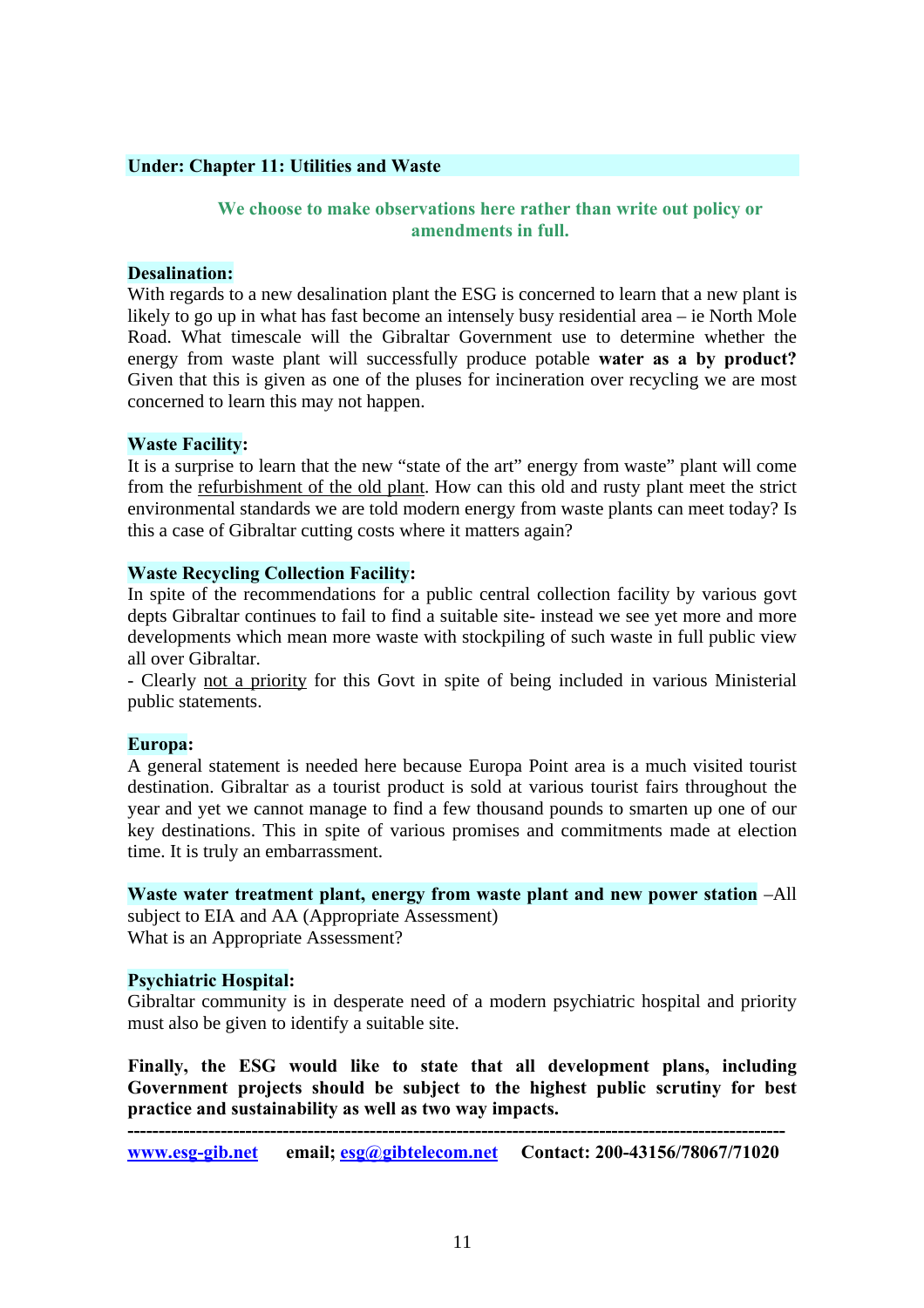**Under: Chapter 11: Utilities and Waste**

**We choose to make observations here rather than write out policy or amendments in full.**

**Desalination:**

With regards to a new desalination plant the ESG is concerned to learn that a new plant is likely to go up in what has fast become an intensely busy residential area – ie North Mole Road. What timescale will the Gibraltar Government use to determine whether the energy from waste plant will successfully produce potable **water as a by product?** Given that this is given as one of the pluses for incineration over recycling we are most concerned to learn this may not happen.

**Waste Facility:**

It is a surprise to learn that the new "state of the art" energy from waste" plant will come from the refurbishment of the old plant. How can this old and rusty plant meet the strict environmental standards we are told modern energy from waste plants can meet today? Is this a case of Gibraltar cutting costs where it matters again?

**Waste Recycling Collection Facility:**

In spite of the recommendations for a public central collection facility by various govt depts Gibraltar continues to fail to find a suitable site- instead we see yet more and more developments which mean more waste with stockpiling of such waste in full public view all over Gibraltar.

- Clearly not a priority for this Govt in spite of being included in various Ministerial public statements.

**Europa:**

A general statement is needed here because Europa Point area is a much visited tourist destination. Gibraltar as a tourist product is sold at various tourist fairs throughout the year and yet we cannot manage to find a few thousand pounds to smarten up one of our key destinations. This in spite of various promises and commitments made at election time. It is truly an embarrassment.

**Waste water treatment plant, energy from waste plant and new power station** –All subject to EIA and AA (Appropriate Assessment)

What is an Appropriate Assessment?

**Psychiatric Hospital:**

Gibraltar community is in desperate need of a modern psychiatric hospital and priority must also be given to identify a suitable site.

**Finally, the ESG would like to state that all development plans, including Government projects should be subject to the highest public scrutiny for best practice and sustainability as well as two way impacts.**

---

**www.esg-gib.net email; esg@gibtelecom.net Contact: 200-43156/78067/71020**